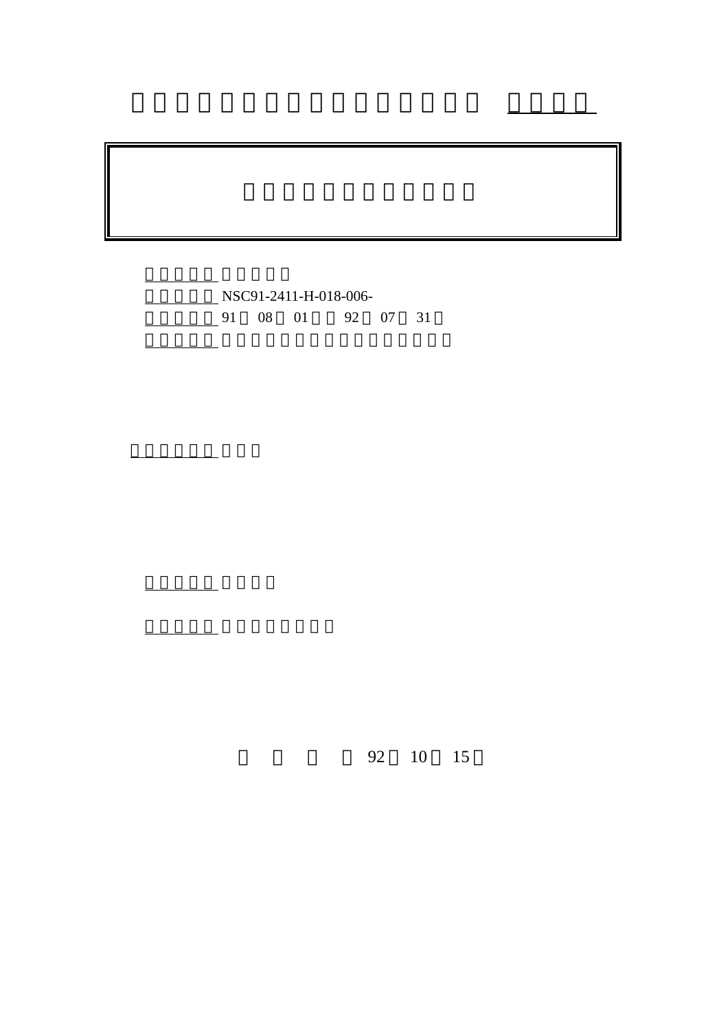NSC91-2411-H-018-006-

91 08 01 92 07 31

92 10 15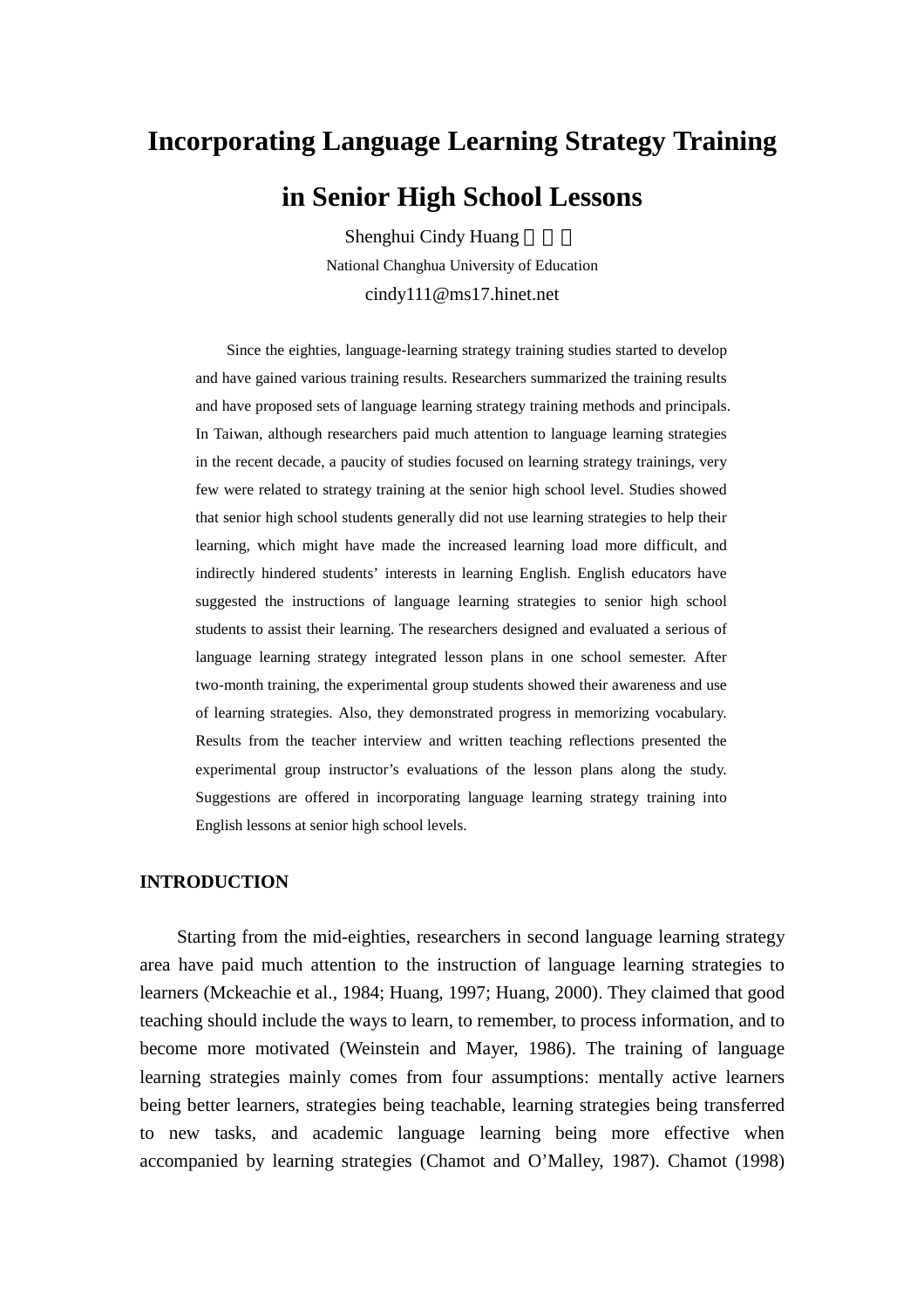# Incorporating Language Learning Strategy Training in Senior High School Lessons

Shenghui Cindy Huang 黃聖慧

National Changhua University of Education

cindy111@ms17.hinet.net

Since the eighties, language-learning strategy training studies started to develop and have gained various training results. Researchers summarized the training results and have proposed sets of language learning strategy training methods and principals. In Taiwan, although researchers paid much attention to language learning strategies in the recent decade, a paucity of studies focused on learning strategy trainings, very few were related to strategy training at the senior high school level. Studies showed that senior high school students generally did not use learning strategies to help their learning, which might have made the increased learning load more difficult, and indirectly hindered students' interests in learning English. English educators have suggested the instructions of language learning strategies to senior high school students to assist their learning. The researchers designed and evaluated a serious of language learning strategy integrated lesson plans in one school semester. After two-month training, the experimental group students showed their awareness and use of learning strategies. Also, they demonstrated progress in memorizing vocabulary. Results from the teacher interview and written teaching reflections presented the experimental group instructor's evaluations of the lesson plans along the study. Suggestions are offered in incorporating language learning strategy training into English lessons at senior high school levels.

## INTRODUCTION

Starting from the mid-eighties, researchers in second language learning strategy area have paid much attention to the instruction of language learning strategies to learners (Mckeachie et al., 1984; Huang, 1997; Huang, 2000). They claimed that good teaching should include the ways to learn, to remember, to process information, and to become more motivated (Weinstein and Mayer, 1986). The training of language learning strategies mainly comes from four assumptions: mentally active learners being better learners, strategies being teachable, learning strategies being transferred to new tasks, and academic language learning being more effective when accompanied by learning strategies (Chamot and O'Malley, 1987). Chamot (1998)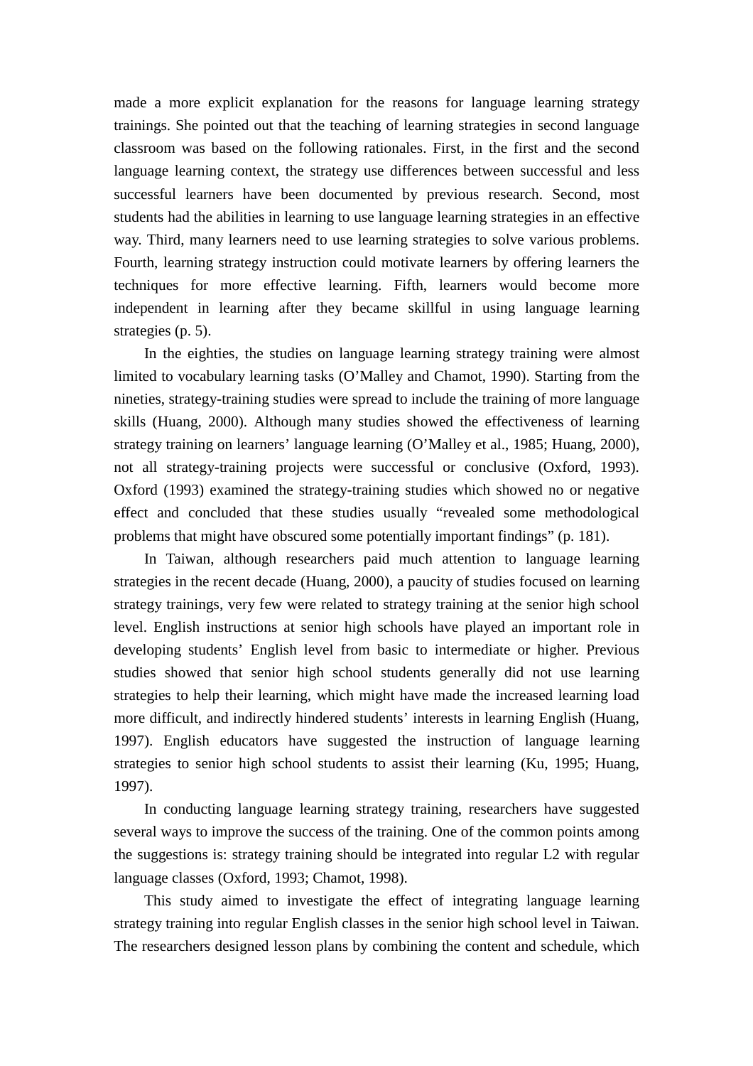made a more explicit explanation for the reasons for language learning strategy trainings. She pointed out that the teaching of learning strategies in second language classroom was based on the following rationales. First, in the first and the second language learning context, the strategy use differences between successful and less successful learners have been documented by previous research. Second, most students had the abilities in learning to use language learning strategies in an effective way. Third, many learners need to use learning strategies to solve various problems. Fourth, learning strategy instruction could motivate learners by offering learners the techniques for more effective learning. Fifth, learners would become more independent in learning after they became skillful in using language learning strategies (p. 5).

In the eighties, the studies on language learning strategy training were almost limited to vocabulary learning tasks (O'Malley and Chamot, 1990). Starting from the nineties, strategy-training studies were spread to include the training of more language skills (Huang, 2000). Although many studies showed the effectiveness of learning strategy training on learners' language learning (O'Malley et al., 1985; Huang, 2000), not all strategy-training projects were successful or conclusive (Oxford, 1993). Oxford (1993) examined the strategy-training studies which showed no or negative effect and concluded that these studies usually "revealed some methodological problems that might have obscured some potentially important findings" (p. 181).

In Taiwan, although researchers paid much attention to language learning strategies in the recent decade (Huang, 2000), a paucity of studies focused on learning strategy trainings, very few were related to strategy training at the senior high school level. English instructions at senior high schools have played an important role in developing students' English level from basic to intermediate or higher. Previous studies showed that senior high school students generally did not use learning strategies to help their learning, which might have made the increased learning load more difficult, and indirectly hindered students' interests in learning English (Huang, 1997). English educators have suggested the instruction of language learning strategies to senior high school students to assist their learning (Ku, 1995; Huang, 1997).

In conducting language learning strategy training, researchers have suggested several ways to improve the success of the training. One of the common points among the suggestions is: strategy training should be integrated into regular L2 with regular language classes (Oxford, 1993; Chamot, 1998).

This study aimed to investigate the effect of integrating language learning strategy training into regular English classes in the senior high school level in Taiwan. The researchers designed lesson plans by combining the content and schedule, which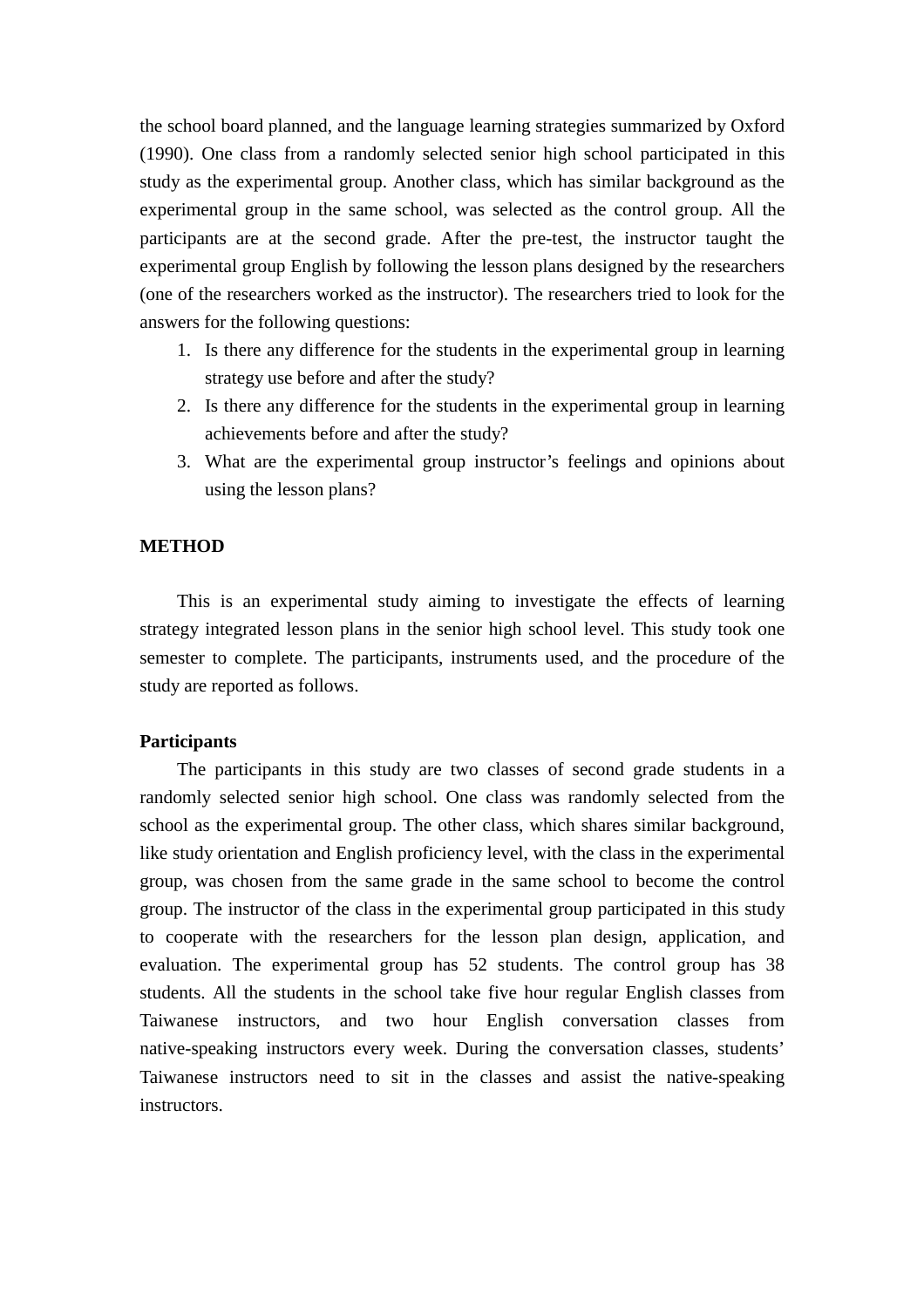the school board planned, and the language learning strategies summarized by Oxford (1990). One class from a randomly selected senior high school participated in this study as the experimental group. Another class, which has similar background as the experimental group in the same school, was selected as the control group. All the participants are at the second grade. After the pre-test, the instructor taught the experimental group English by following the lesson plans designed by the researchers (one of the researchers worked as the instructor). The researchers tried to look for the answers for the following questions:

1. Is there any difference for the students in the experimental group in learning strategy use before and after the study?
2. Is there any difference for the students in the experimental group in learning achievements before and after the study?
3. What are the experimental group instructor's feelings and opinions about using the lesson plans?

## METHOD

This is an experimental study aiming to investigate the effects of learning strategy integrated lesson plans in the senior high school level. This study took one semester to complete. The participants, instruments used, and the procedure of the study are reported as follows.

### Participants

The participants in this study are two classes of second grade students in a randomly selected senior high school. One class was randomly selected from the school as the experimental group. The other class, which shares similar background, like study orientation and English proficiency level, with the class in the experimental group, was chosen from the same grade in the same school to become the control group. The instructor of the class in the experimental group participated in this study to cooperate with the researchers for the lesson plan design, application, and evaluation. The experimental group has 52 students. The control group has 38 students. All the students in the school take five hour regular English classes from Taiwanese instructors, and two hour English conversation classes from native-speaking instructors every week. During the conversation classes, students' Taiwanese instructors need to sit in the classes and assist the native-speaking instructors.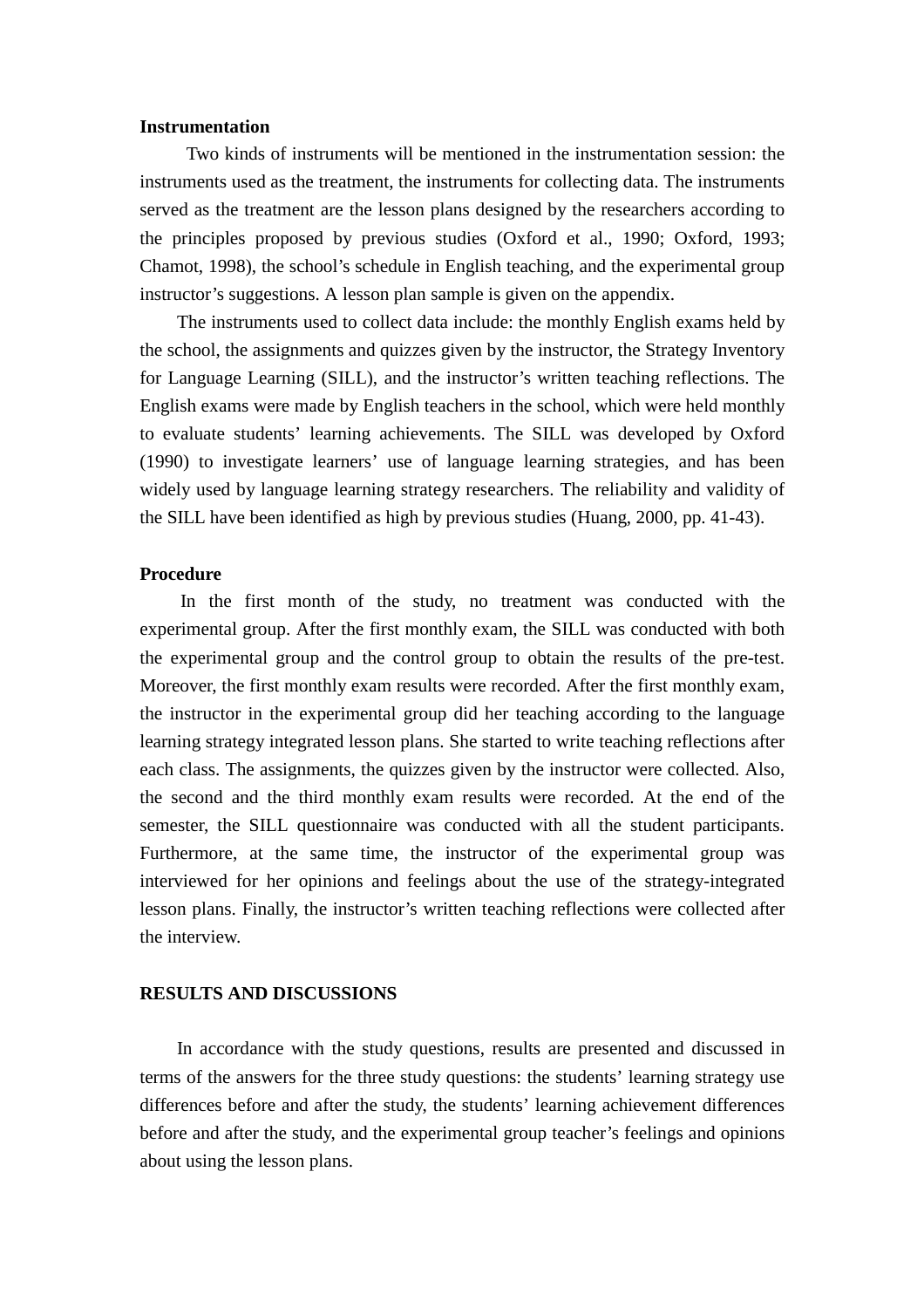**Instrumentation**

Two kinds of instruments will be mentioned in the instrumentation session: the instruments used as the treatment, the instruments for collecting data. The instruments served as the treatment are the lesson plans designed by the researchers according to the principles proposed by previous studies (Oxford et al., 1990; Oxford, 1993; Chamot, 1998), the school's schedule in English teaching, and the experimental group instructor's suggestions. A lesson plan sample is given on the appendix.

The instruments used to collect data include: the monthly English exams held by the school, the assignments and quizzes given by the instructor, the Strategy Inventory for Language Learning (SILL), and the instructor's written teaching reflections. The English exams were made by English teachers in the school, which were held monthly to evaluate students' learning achievements. The SILL was developed by Oxford (1990) to investigate learners' use of language learning strategies, and has been widely used by language learning strategy researchers. The reliability and validity of the SILL have been identified as high by previous studies (Huang, 2000, pp. 41-43).

**Procedure**

In the first month of the study, no treatment was conducted with the experimental group. After the first monthly exam, the SILL was conducted with both the experimental group and the control group to obtain the results of the pre-test. Moreover, the first monthly exam results were recorded. After the first monthly exam, the instructor in the experimental group did her teaching according to the language learning strategy integrated lesson plans. She started to write teaching reflections after each class. The assignments, the quizzes given by the instructor were collected. Also, the second and the third monthly exam results were recorded. At the end of the semester, the SILL questionnaire was conducted with all the student participants. Furthermore, at the same time, the instructor of the experimental group was interviewed for her opinions and feelings about the use of the strategy-integrated lesson plans. Finally, the instructor's written teaching reflections were collected after the interview.

## RESULTS AND DISCUSSIONS

In accordance with the study questions, results are presented and discussed in terms of the answers for the three study questions: the students' learning strategy use differences before and after the study, the students' learning achievement differences before and after the study, and the experimental group teacher's feelings and opinions about using the lesson plans.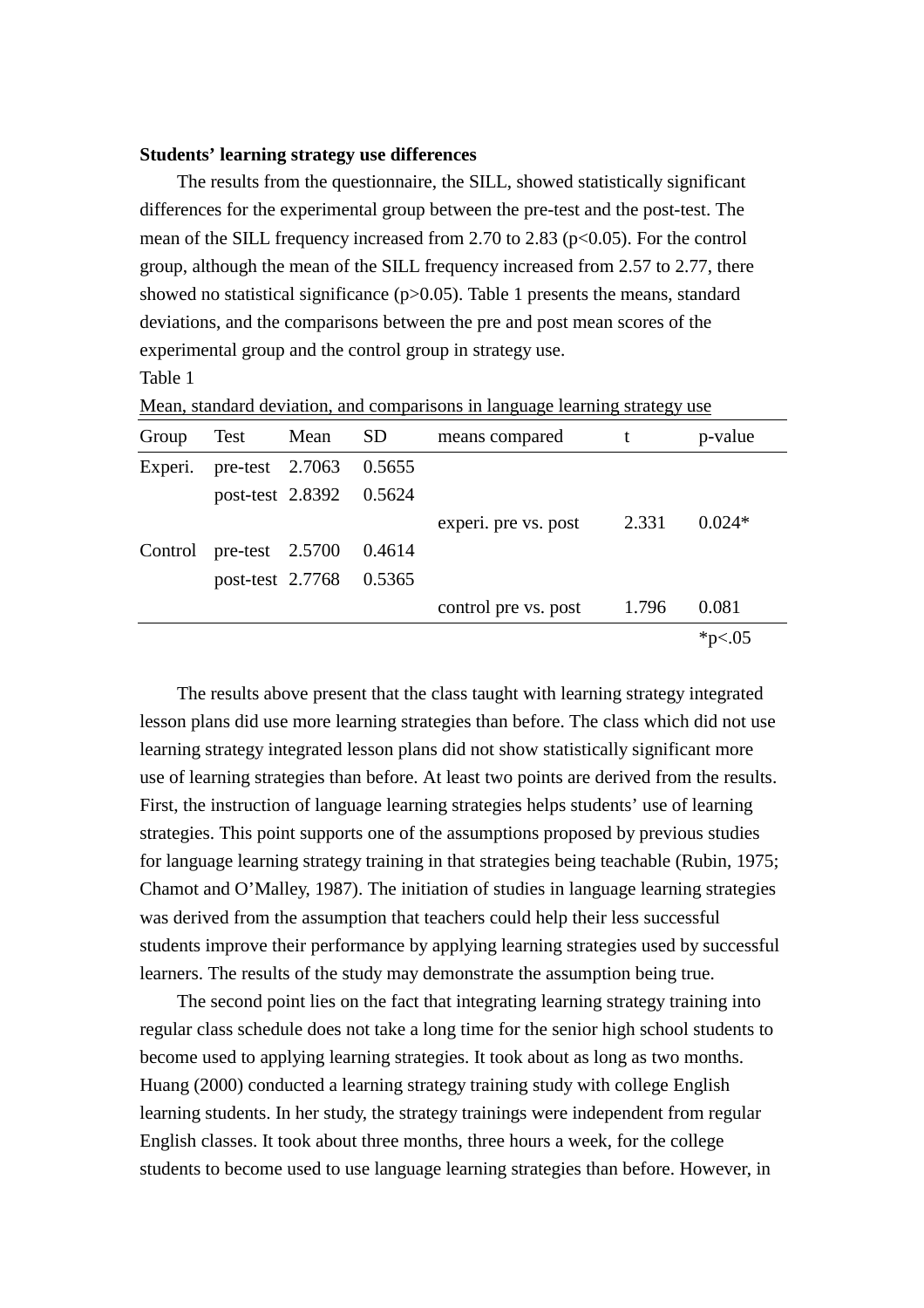**Students' learning strategy use differences**

The results from the questionnaire, the SILL, showed statistically significant differences for the experimental group between the pre-test and the post-test. The mean of the SILL frequency increased from 2.70 to 2.83 ($p<0.05$). For the control group, although the mean of the SILL frequency increased from 2.57 to 2.77, there showed no statistical significance ($p>0.05$). Table 1 presents the means, standard deviations, and the comparisons between the pre and post mean scores of the experimental group and the control group in strategy use.

Table 1

Mean, standard deviation, and comparisons in language learning strategy use

| Group | Test | Mean | SD | means compared | t | p-value |
|---|---|---|---|---|---|---|
| Experi. | pre-test | 2.7063 | 0.5655 | | | |
| | post-test | 2.8392 | 0.5624 | | | |
| | | | | experi. pre vs. post | 2.331 | 0.024* |
| Control | pre-test | 2.5700 | 0.4614 | | | |
| | post-test | 2.7768 | 0.5365 | | | |
| | | | | control pre vs. post | 1.796 | 0.081 |

*p<.05

The results above present that the class taught with learning strategy integrated lesson plans did use more learning strategies than before. The class which did not use learning strategy integrated lesson plans did not show statistically significant more use of learning strategies than before. At least two points are derived from the results. First, the instruction of language learning strategies helps students' use of learning strategies. This point supports one of the assumptions proposed by previous studies for language learning strategy training in that strategies being teachable (Rubin, 1975; Chamot and O'Malley, 1987). The initiation of studies in language learning strategies was derived from the assumption that teachers could help their less successful students improve their performance by applying learning strategies used by successful learners. The results of the study may demonstrate the assumption being true.

The second point lies on the fact that integrating learning strategy training into regular class schedule does not take a long time for the senior high school students to become used to applying learning strategies. It took about as long as two months. Huang (2000) conducted a learning strategy training study with college English learning students. In her study, the strategy trainings were independent from regular English classes. It took about three months, three hours a week, for the college students to become used to use language learning strategies than before. However, in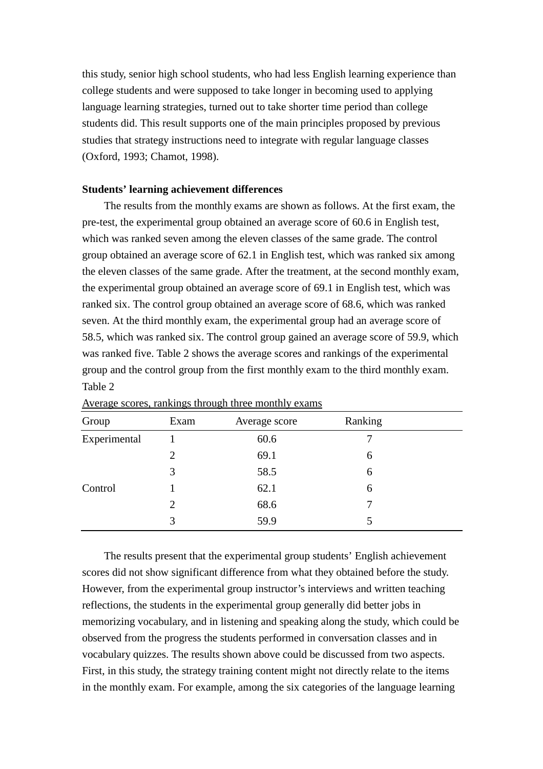this study, senior high school students, who had less English learning experience than college students and were supposed to take longer in becoming used to applying language learning strategies, turned out to take shorter time period than college students did. This result supports one of the main principles proposed by previous studies that strategy instructions need to integrate with regular language classes (Oxford, 1993; Chamot, 1998).

**Students' learning achievement differences**

The results from the monthly exams are shown as follows. At the first exam, the pre-test, the experimental group obtained an average score of 60.6 in English test, which was ranked seven among the eleven classes of the same grade. The control group obtained an average score of 62.1 in English test, which was ranked six among the eleven classes of the same grade. After the treatment, at the second monthly exam, the experimental group obtained an average score of 69.1 in English test, which was ranked six. The control group obtained an average score of 68.6, which was ranked seven. At the third monthly exam, the experimental group had an average score of 58.5, which was ranked six. The control group gained an average score of 59.9, which was ranked five. Table 2 shows the average scores and rankings of the experimental group and the control group from the first monthly exam to the third monthly exam.

Table 2

Average scores, rankings through three monthly exams

| Group | Exam | Average score | Ranking |
|---|---|---|---|
| Experimental | 1 | 60.6 | 7 |
| | 2 | 69.1 | 6 |
| | 3 | 58.5 | 6 |
| Control | 1 | 62.1 | 6 |
| | 2 | 68.6 | 7 |
| | 3 | 59.9 | 5 |

The results present that the experimental group students' English achievement scores did not show significant difference from what they obtained before the study. However, from the experimental group instructor's interviews and written teaching reflections, the students in the experimental group generally did better jobs in memorizing vocabulary, and in listening and speaking along the study, which could be observed from the progress the students performed in conversation classes and in vocabulary quizzes. The results shown above could be discussed from two aspects. First, in this study, the strategy training content might not directly relate to the items in the monthly exam. For example, among the six categories of the language learning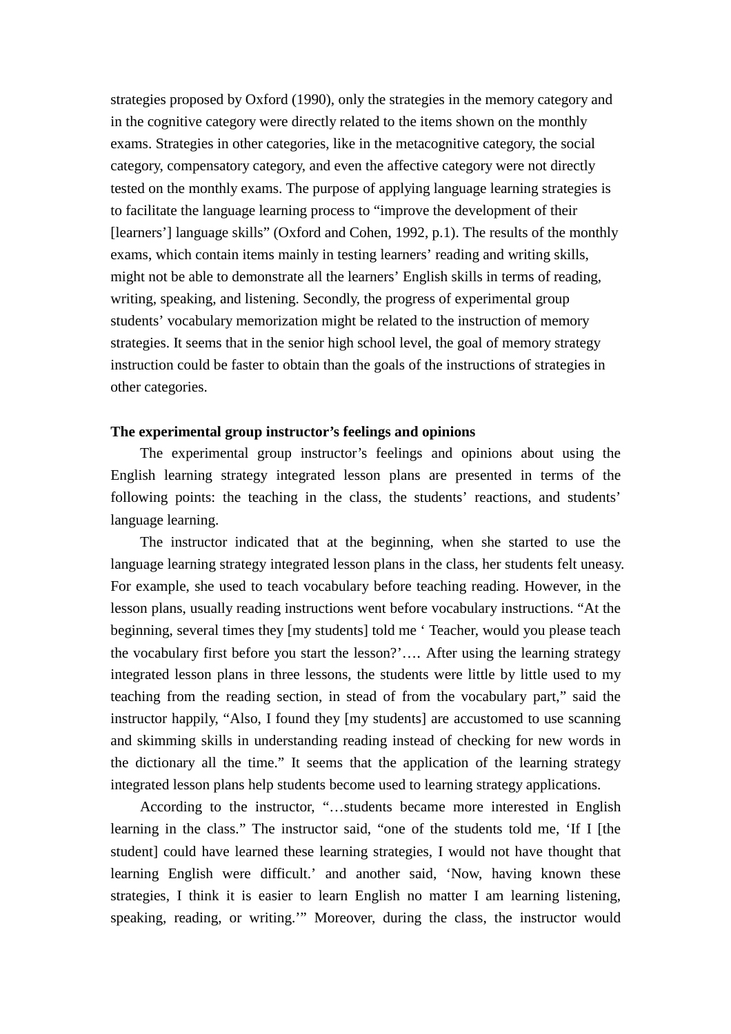strategies proposed by Oxford (1990), only the strategies in the memory category and in the cognitive category were directly related to the items shown on the monthly exams. Strategies in other categories, like in the metacognitive category, the social category, compensatory category, and even the affective category were not directly tested on the monthly exams. The purpose of applying language learning strategies is to facilitate the language learning process to "improve the development of their [learners'] language skills" (Oxford and Cohen, 1992, p.1). The results of the monthly exams, which contain items mainly in testing learners' reading and writing skills, might not be able to demonstrate all the learners' English skills in terms of reading, writing, speaking, and listening. Secondly, the progress of experimental group students' vocabulary memorization might be related to the instruction of memory strategies. It seems that in the senior high school level, the goal of memory strategy instruction could be faster to obtain than the goals of the instructions of strategies in other categories.

**The experimental group instructor's feelings and opinions**

The experimental group instructor's feelings and opinions about using the English learning strategy integrated lesson plans are presented in terms of the following points: the teaching in the class, the students' reactions, and students' language learning.

The instructor indicated that at the beginning, when she started to use the language learning strategy integrated lesson plans in the class, her students felt uneasy. For example, she used to teach vocabulary before teaching reading. However, in the lesson plans, usually reading instructions went before vocabulary instructions. "At the beginning, several times they [my students] told me ' Teacher, would you please teach the vocabulary first before you start the lesson?'…. After using the learning strategy integrated lesson plans in three lessons, the students were little by little used to my teaching from the reading section, in stead of from the vocabulary part," said the instructor happily, "Also, I found they [my students] are accustomed to use scanning and skimming skills in understanding reading instead of checking for new words in the dictionary all the time." It seems that the application of the learning strategy integrated lesson plans help students become used to learning strategy applications.

According to the instructor, "…students became more interested in English learning in the class." The instructor said, "one of the students told me, 'If I [the student] could have learned these learning strategies, I would not have thought that learning English were difficult.' and another said, 'Now, having known these strategies, I think it is easier to learn English no matter I am learning listening, speaking, reading, or writing.'" Moreover, during the class, the instructor would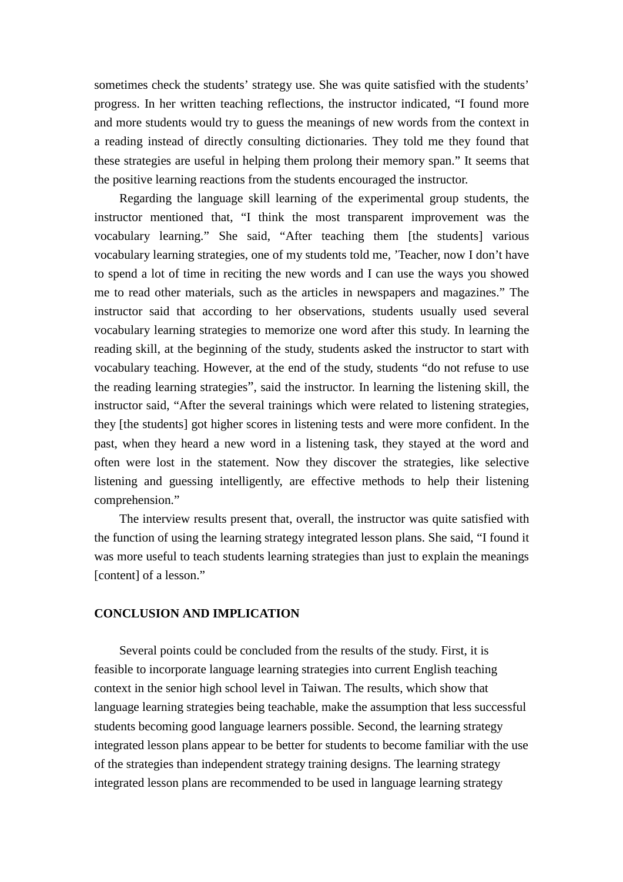sometimes check the students' strategy use. She was quite satisfied with the students' progress. In her written teaching reflections, the instructor indicated, "I found more and more students would try to guess the meanings of new words from the context in a reading instead of directly consulting dictionaries. They told me they found that these strategies are useful in helping them prolong their memory span." It seems that the positive learning reactions from the students encouraged the instructor.

Regarding the language skill learning of the experimental group students, the instructor mentioned that, "I think the most transparent improvement was the vocabulary learning." She said, "After teaching them [the students] various vocabulary learning strategies, one of my students told me, 'Teacher, now I don't have to spend a lot of time in reciting the new words and I can use the ways you showed me to read other materials, such as the articles in newspapers and magazines." The instructor said that according to her observations, students usually used several vocabulary learning strategies to memorize one word after this study. In learning the reading skill, at the beginning of the study, students asked the instructor to start with vocabulary teaching. However, at the end of the study, students "do not refuse to use the reading learning strategies", said the instructor. In learning the listening skill, the instructor said, "After the several trainings which were related to listening strategies, they [the students] got higher scores in listening tests and were more confident. In the past, when they heard a new word in a listening task, they stayed at the word and often were lost in the statement. Now they discover the strategies, like selective listening and guessing intelligently, are effective methods to help their listening comprehension."

The interview results present that, overall, the instructor was quite satisfied with the function of using the learning strategy integrated lesson plans. She said, "I found it was more useful to teach students learning strategies than just to explain the meanings [content] of a lesson."

## CONCLUSION AND IMPLICATION

Several points could be concluded from the results of the study. First, it is feasible to incorporate language learning strategies into current English teaching context in the senior high school level in Taiwan. The results, which show that language learning strategies being teachable, make the assumption that less successful students becoming good language learners possible. Second, the learning strategy integrated lesson plans appear to be better for students to become familiar with the use of the strategies than independent strategy training designs. The learning strategy integrated lesson plans are recommended to be used in language learning strategy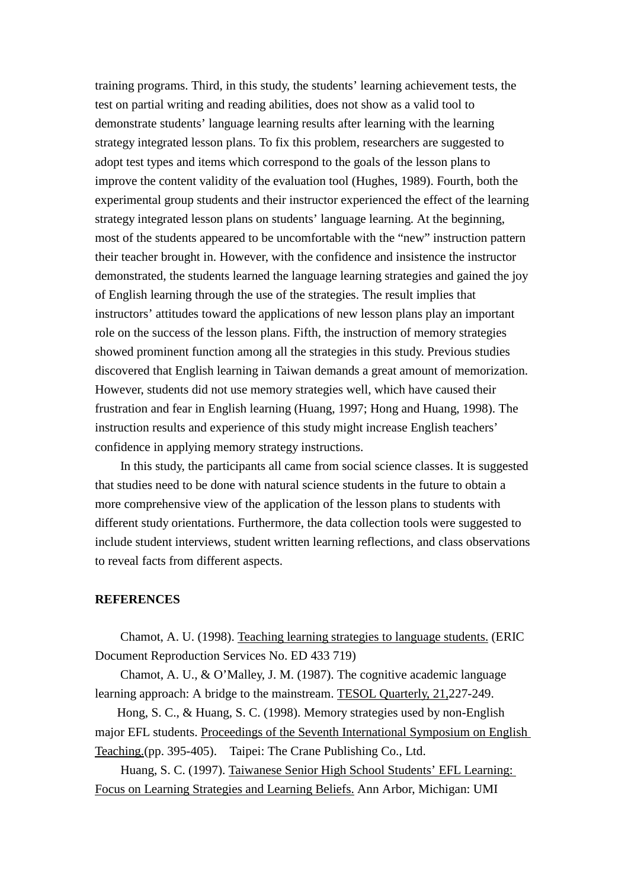training programs. Third, in this study, the students' learning achievement tests, the test on partial writing and reading abilities, does not show as a valid tool to demonstrate students' language learning results after learning with the learning strategy integrated lesson plans. To fix this problem, researchers are suggested to adopt test types and items which correspond to the goals of the lesson plans to improve the content validity of the evaluation tool (Hughes, 1989). Fourth, both the experimental group students and their instructor experienced the effect of the learning strategy integrated lesson plans on students' language learning. At the beginning, most of the students appeared to be uncomfortable with the "new" instruction pattern their teacher brought in. However, with the confidence and insistence the instructor demonstrated, the students learned the language learning strategies and gained the joy of English learning through the use of the strategies. The result implies that instructors' attitudes toward the applications of new lesson plans play an important role on the success of the lesson plans. Fifth, the instruction of memory strategies showed prominent function among all the strategies in this study. Previous studies discovered that English learning in Taiwan demands a great amount of memorization. However, students did not use memory strategies well, which have caused their frustration and fear in English learning (Huang, 1997; Hong and Huang, 1998). The instruction results and experience of this study might increase English teachers' confidence in applying memory strategy instructions.

In this study, the participants all came from social science classes. It is suggested that studies need to be done with natural science students in the future to obtain a more comprehensive view of the application of the lesson plans to students with different study orientations. Furthermore, the data collection tools were suggested to include student interviews, student written learning reflections, and class observations to reveal facts from different aspects.

## REFERENCES

Chamot, A. U. (1998). Teaching learning strategies to language students. (ERIC Document Reproduction Services No. ED 433 719)

Chamot, A. U., & O'Malley, J. M. (1987). The cognitive academic language learning approach: A bridge to the mainstream. TESOL Quarterly, 21, 227-249.

Hong, S. C., & Huang, S. C. (1998). Memory strategies used by non-English major EFL students. Proceedings of the Seventh International Symposium on English Teaching. (pp. 395-405). Taipei: The Crane Publishing Co., Ltd.

Huang, S. C. (1997). Taiwanese Senior High School Students' EFL Learning: Focus on Learning Strategies and Learning Beliefs. Ann Arbor, Michigan: UMI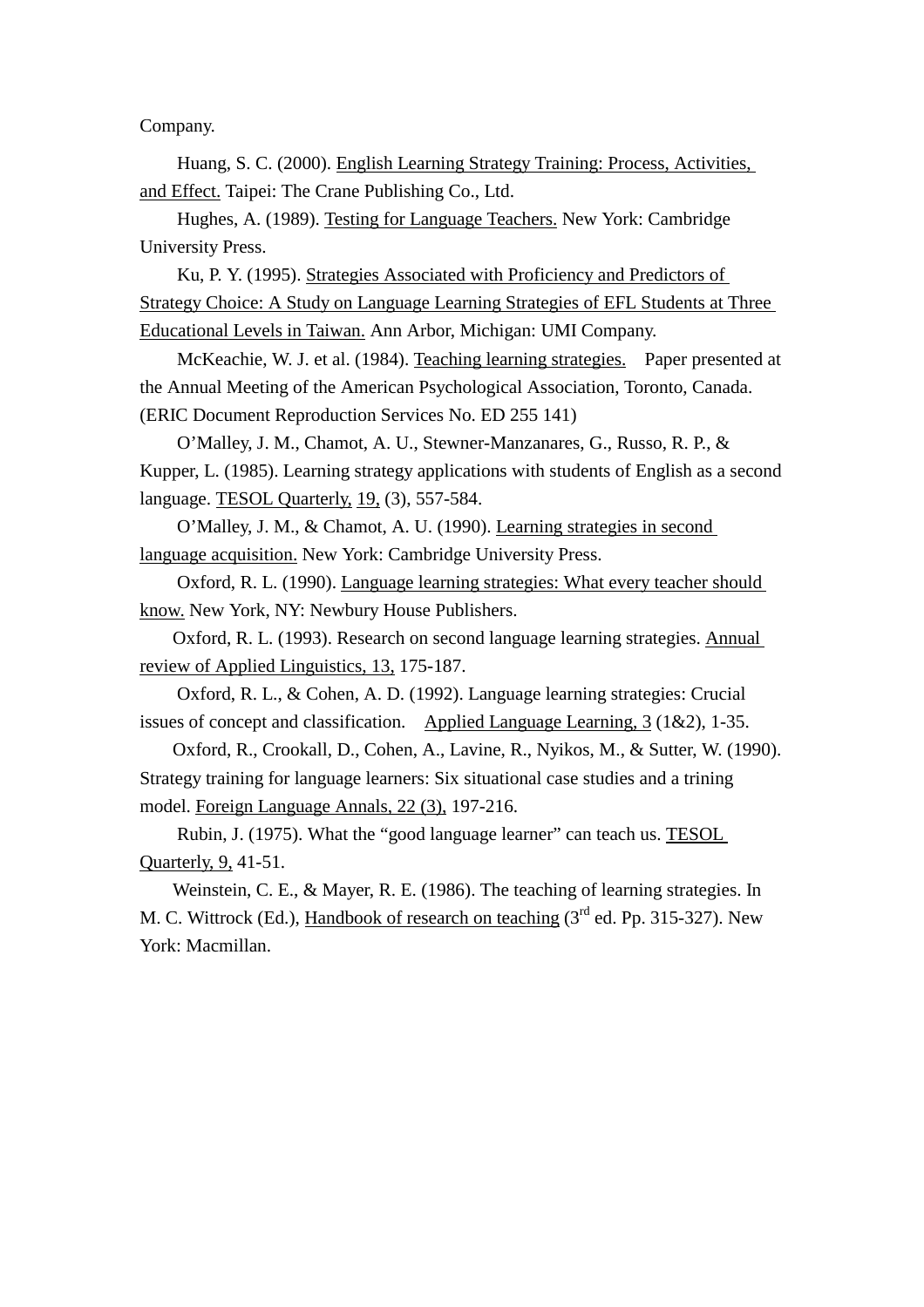Company.

Huang, S. C. (2000). <u>English Learning Strategy Training: Process, Activities, and Effect.</u> Taipei: The Crane Publishing Co., Ltd.

Hughes, A. (1989). <u>Testing for Language Teachers.</u> New York: Cambridge University Press.

Ku, P. Y. (1995). <u>Strategies Associated with Proficiency and Predictors of Strategy Choice: A Study on Language Learning Strategies of EFL Students at Three Educational Levels in Taiwan.</u> Ann Arbor, Michigan: UMI Company.

McKeachie, W. J. et al. (1984). <u>Teaching learning strategies.</u> Paper presented at the Annual Meeting of the American Psychological Association, Toronto, Canada. (ERIC Document Reproduction Services No. ED 255 141)

O'Malley, J. M., Chamot, A. U., Stewner-Manzanares, G., Russo, R. P., & Kupper, L. (1985). Learning strategy applications with students of English as a second language. <u>TESOL Quarterly,</u> <u>19,</u> (3), 557-584.

O'Malley, J. M., & Chamot, A. U. (1990). <u>Learning strategies in second language acquisition.</u> New York: Cambridge University Press.

Oxford, R. L. (1990). <u>Language learning strategies: What every teacher should know.</u> New York, NY: Newbury House Publishers.

Oxford, R. L. (1993). Research on second language learning strategies. <u>Annual review of Applied Linguistics, 13,</u> 175-187.

Oxford, R. L., & Cohen, A. D. (1992). Language learning strategies: Crucial issues of concept and classification. <u>Applied Language Learning, 3</u> (1&2), 1-35.

Oxford, R., Crookall, D., Cohen, A., Lavine, R., Nyikos, M., & Sutter, W. (1990). Strategy training for language learners: Six situational case studies and a trining model. <u>Foreign Language Annals, 22 (3),</u> 197-216.

Rubin, J. (1975). What the "good language learner" can teach us. <u>TESOL Quarterly, 9,</u> 41-51.

Weinstein, C. E., & Mayer, R. E. (1986). The teaching of learning strategies. In M. C. Wittrock (Ed.), <u>Handbook of research on teaching</u> (3rd ed. Pp. 315-327). New York: Macmillan.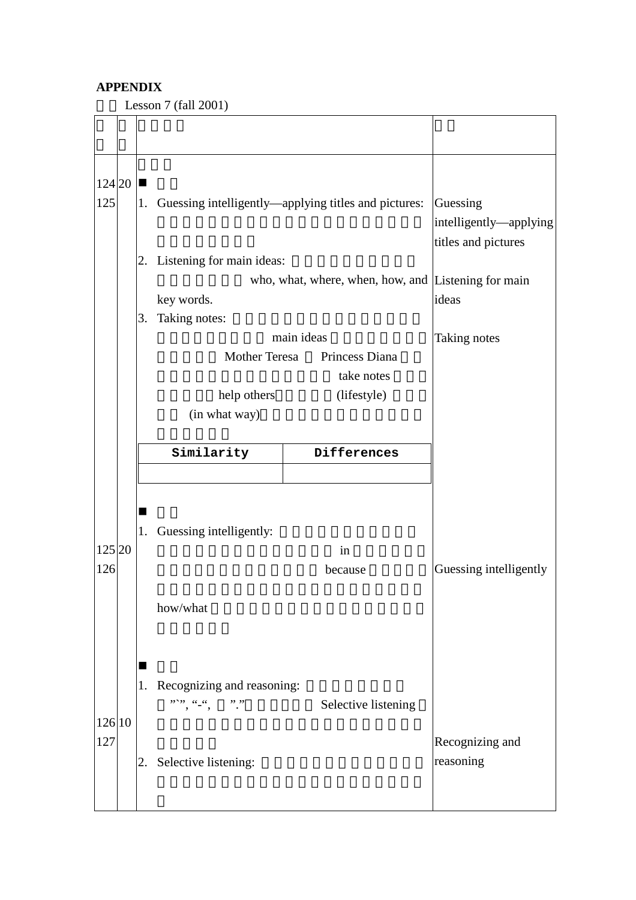**APPENDIX**

Lesson 7 (fall 2001)

| | | | |
|---|---|---|---|
| 124<br>125 | 20 | ■<br>1. Guessing intelligently—applying titles and pictures:<br>2. Listening for main ideas: who, what, where, when, how, and key words.<br>3. Taking notes: main ideas Mother Teresa Princess Diana take notes help others (lifestyle) (in what way) | Guessing intelligently—applying titles and pictures<br><br>Listening for main ideas<br><br>Taking notes |
| | | **Similarity** / **Differences** | |
| 125<br>126 | 20 | ■<br>1. Guessing intelligently: in because how/what | Guessing intelligently |
| 126<br>127 | 10 | ■<br>1. Recognizing and reasoning: "`", "-", "." Selective listening<br>2. Selective listening: | Recognizing and reasoning |

| Similarity | Differences |
|---|---|
| | |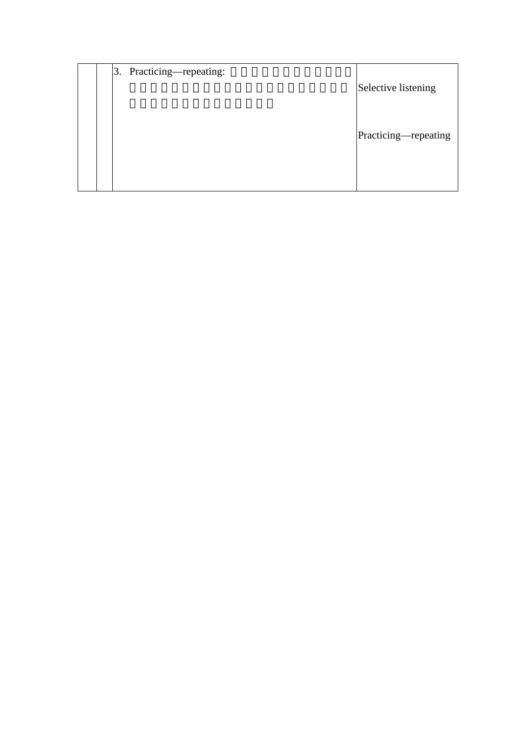| | | | |
|---|---|---|---|
| | | 3. Practicing—repeating: | Selective listening<br><br>Practicing—repeating |